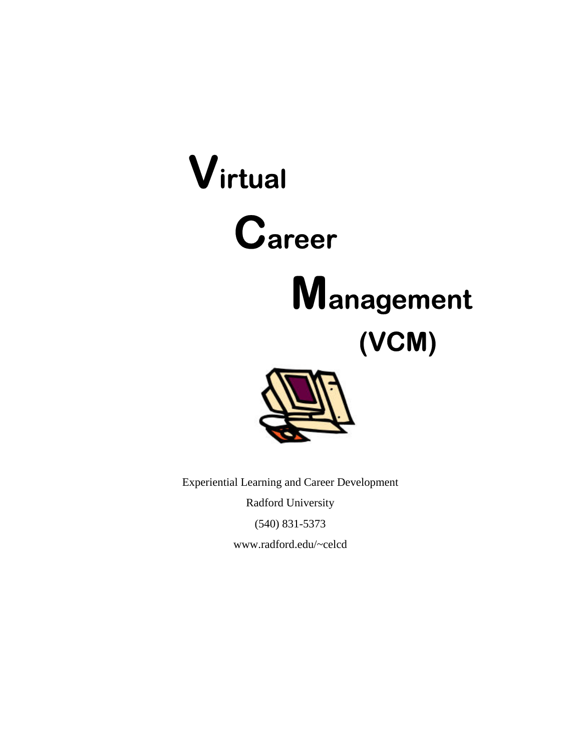# Virtual

# Career

# Management

# (VCM)

Experiential Learning and Career Development

Radford University

(540) 831-5373

www.radford.edu/~celcd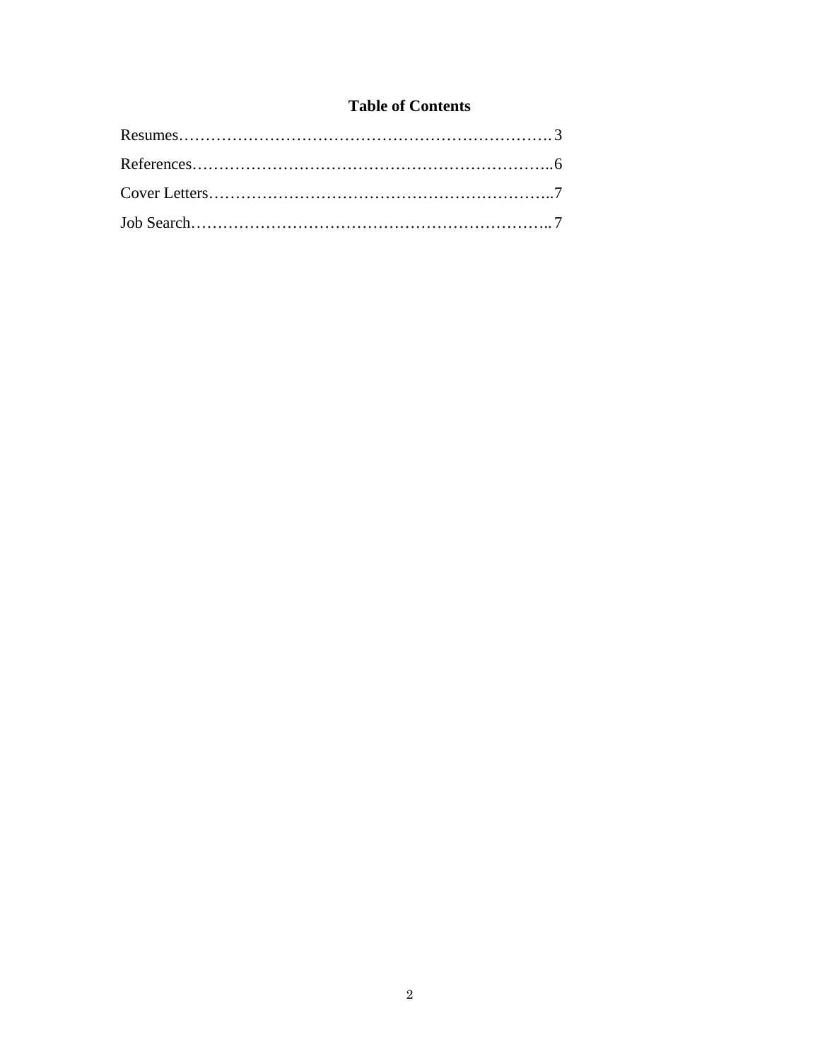**Table of Contents**

Resumes……………………………………………………………… 3

References…………………………………………………………..6

Cover Letters………………………………………………………..7

Job Search………………………………………………………….. 7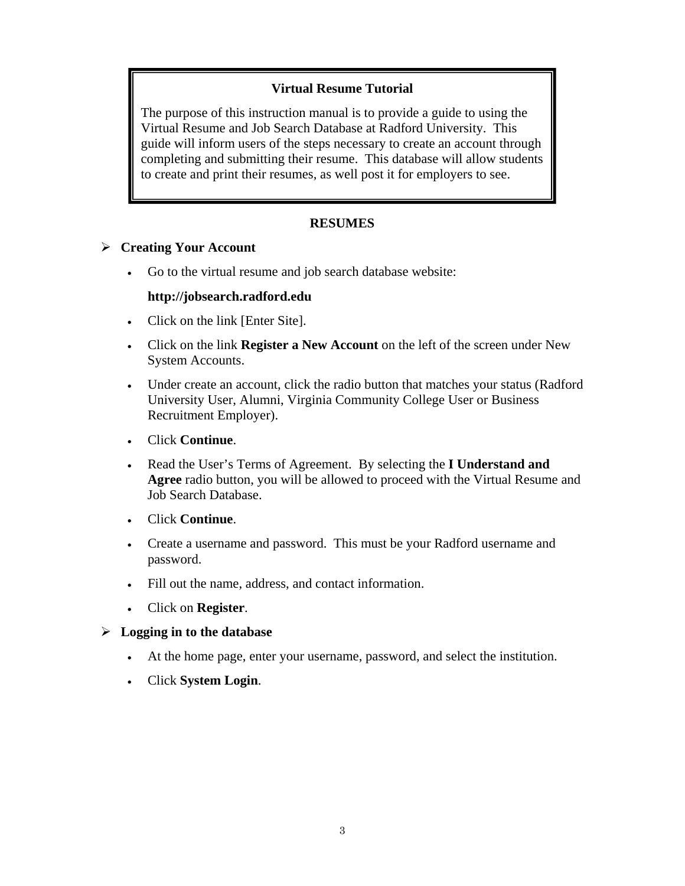**Virtual Resume Tutorial**

The purpose of this instruction manual is to provide a guide to using the Virtual Resume and Job Search Database at Radford University. This guide will inform users of the steps necessary to create an account through completing and submitting their resume. This database will allow students to create and print their resumes, as well post it for employers to see.

## RESUMES

### ➢ Creating Your Account

- Go to the virtual resume and job search database website:

  **http://jobsearch.radford.edu**

- Click on the link [Enter Site].
- Click on the link **Register a New Account** on the left of the screen under New System Accounts.
- Under create an account, click the radio button that matches your status (Radford University User, Alumni, Virginia Community College User or Business Recruitment Employer).
- Click **Continue**.
- Read the User's Terms of Agreement. By selecting the **I Understand and Agree** radio button, you will be allowed to proceed with the Virtual Resume and Job Search Database.
- Click **Continue**.
- Create a username and password. This must be your Radford username and password.
- Fill out the name, address, and contact information.
- Click on **Register**.

### ➢ Logging in to the database

- At the home page, enter your username, password, and select the institution.
- Click **System Login**.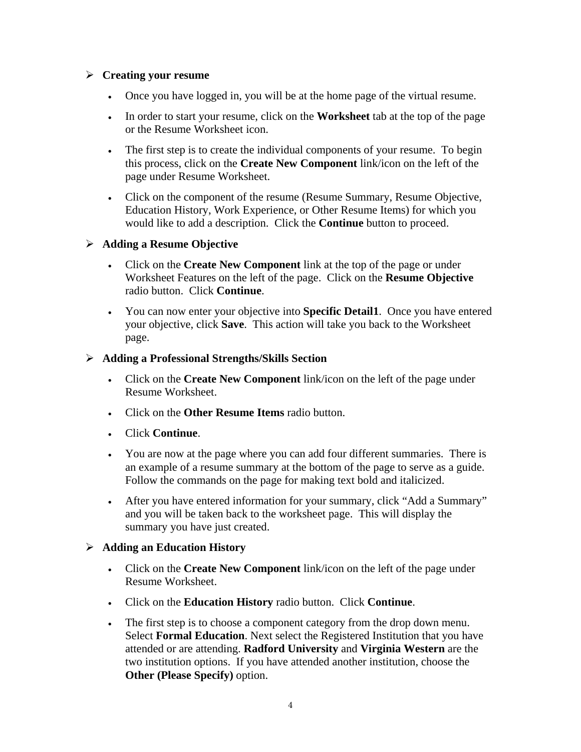## Creating your resume

- Once you have logged in, you will be at the home page of the virtual resume.
- In order to start your resume, click on the **Worksheet** tab at the top of the page or the Resume Worksheet icon.
- The first step is to create the individual components of your resume. To begin this process, click on the **Create New Component** link/icon on the left of the page under Resume Worksheet.
- Click on the component of the resume (Resume Summary, Resume Objective, Education History, Work Experience, or Other Resume Items) for which you would like to add a description. Click the **Continue** button to proceed.

## Adding a Resume Objective

- Click on the **Create New Component** link at the top of the page or under Worksheet Features on the left of the page. Click on the **Resume Objective** radio button. Click **Continue**.
- You can now enter your objective into **Specific Detail1**. Once you have entered your objective, click **Save**. This action will take you back to the Worksheet page.

## Adding a Professional Strengths/Skills Section

- Click on the **Create New Component** link/icon on the left of the page under Resume Worksheet.
- Click on the **Other Resume Items** radio button.
- Click **Continue**.
- You are now at the page where you can add four different summaries. There is an example of a resume summary at the bottom of the page to serve as a guide. Follow the commands on the page for making text bold and italicized.
- After you have entered information for your summary, click "Add a Summary" and you will be taken back to the worksheet page. This will display the summary you have just created.

## Adding an Education History

- Click on the **Create New Component** link/icon on the left of the page under Resume Worksheet.
- Click on the **Education History** radio button. Click **Continue**.
- The first step is to choose a component category from the drop down menu. Select **Formal Education**. Next select the Registered Institution that you have attended or are attending. **Radford University** and **Virginia Western** are the two institution options. If you have attended another institution, choose the **Other (Please Specify)** option.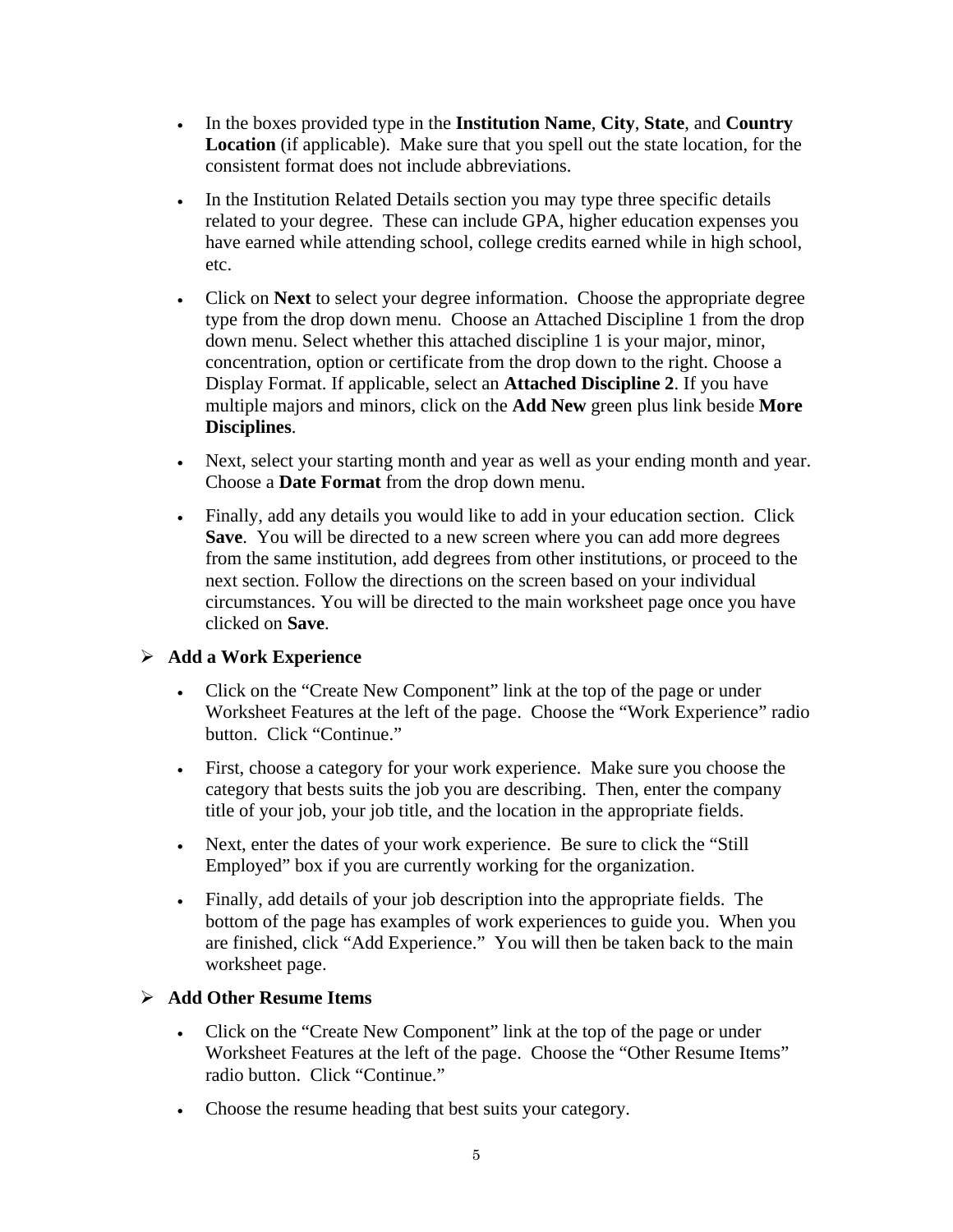- In the boxes provided type in the **Institution Name**, **City**, **State**, and **Country Location** (if applicable). Make sure that you spell out the state location, for the consistent format does not include abbreviations.
- In the Institution Related Details section you may type three specific details related to your degree. These can include GPA, higher education expenses you have earned while attending school, college credits earned while in high school, etc.
- Click on **Next** to select your degree information. Choose the appropriate degree type from the drop down menu. Choose an Attached Discipline 1 from the drop down menu. Select whether this attached discipline 1 is your major, minor, concentration, option or certificate from the drop down to the right. Choose a Display Format. If applicable, select an **Attached Discipline 2**. If you have multiple majors and minors, click on the **Add New** green plus link beside **More Disciplines**.
- Next, select your starting month and year as well as your ending month and year. Choose a **Date Format** from the drop down menu.
- Finally, add any details you would like to add in your education section. Click **Save**. You will be directed to a new screen where you can add more degrees from the same institution, add degrees from other institutions, or proceed to the next section. Follow the directions on the screen based on your individual circumstances. You will be directed to the main worksheet page once you have clicked on **Save**.

## ➢ Add a Work Experience

- Click on the "Create New Component" link at the top of the page or under Worksheet Features at the left of the page. Choose the "Work Experience" radio button. Click "Continue."
- First, choose a category for your work experience. Make sure you choose the category that bests suits the job you are describing. Then, enter the company title of your job, your job title, and the location in the appropriate fields.
- Next, enter the dates of your work experience. Be sure to click the "Still Employed" box if you are currently working for the organization.
- Finally, add details of your job description into the appropriate fields. The bottom of the page has examples of work experiences to guide you. When you are finished, click "Add Experience." You will then be taken back to the main worksheet page.

## ➢ Add Other Resume Items

- Click on the "Create New Component" link at the top of the page or under Worksheet Features at the left of the page. Choose the "Other Resume Items" radio button. Click "Continue."
- Choose the resume heading that best suits your category.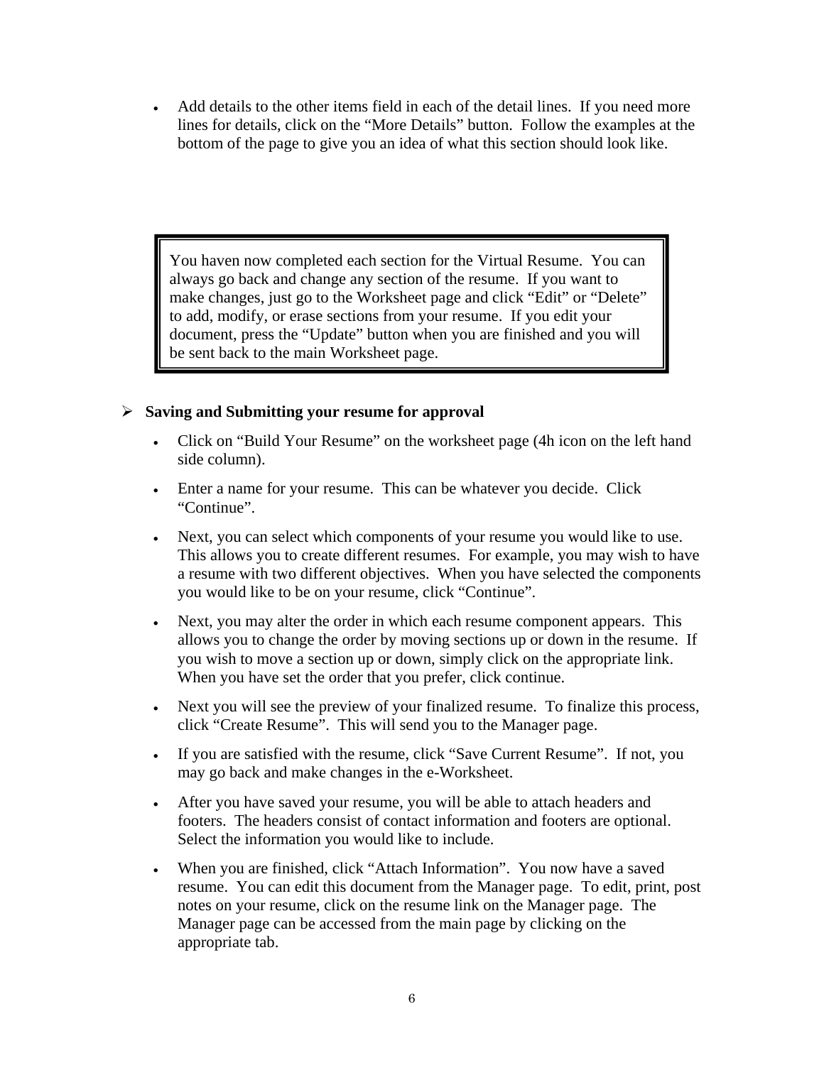- Add details to the other items field in each of the detail lines. If you need more lines for details, click on the "More Details" button. Follow the examples at the bottom of the page to give you an idea of what this section should look like.

> You haven now completed each section for the Virtual Resume. You can always go back and change any section of the resume. If you want to make changes, just go to the Worksheet page and click "Edit" or "Delete" to add, modify, or erase sections from your resume. If you edit your document, press the "Update" button when you are finished and you will be sent back to the main Worksheet page.

- **Saving and Submitting your resume for approval**
  - Click on "Build Your Resume" on the worksheet page (4h icon on the left hand side column).
  - Enter a name for your resume. This can be whatever you decide. Click "Continue".
  - Next, you can select which components of your resume you would like to use. This allows you to create different resumes. For example, you may wish to have a resume with two different objectives. When you have selected the components you would like to be on your resume, click "Continue".
  - Next, you may alter the order in which each resume component appears. This allows you to change the order by moving sections up or down in the resume. If you wish to move a section up or down, simply click on the appropriate link. When you have set the order that you prefer, click continue.
  - Next you will see the preview of your finalized resume. To finalize this process, click "Create Resume". This will send you to the Manager page.
  - If you are satisfied with the resume, click "Save Current Resume". If not, you may go back and make changes in the e-Worksheet.
  - After you have saved your resume, you will be able to attach headers and footers. The headers consist of contact information and footers are optional. Select the information you would like to include.
  - When you are finished, click "Attach Information". You now have a saved resume. You can edit this document from the Manager page. To edit, print, post notes on your resume, click on the resume link on the Manager page. The Manager page can be accessed from the main page by clicking on the appropriate tab.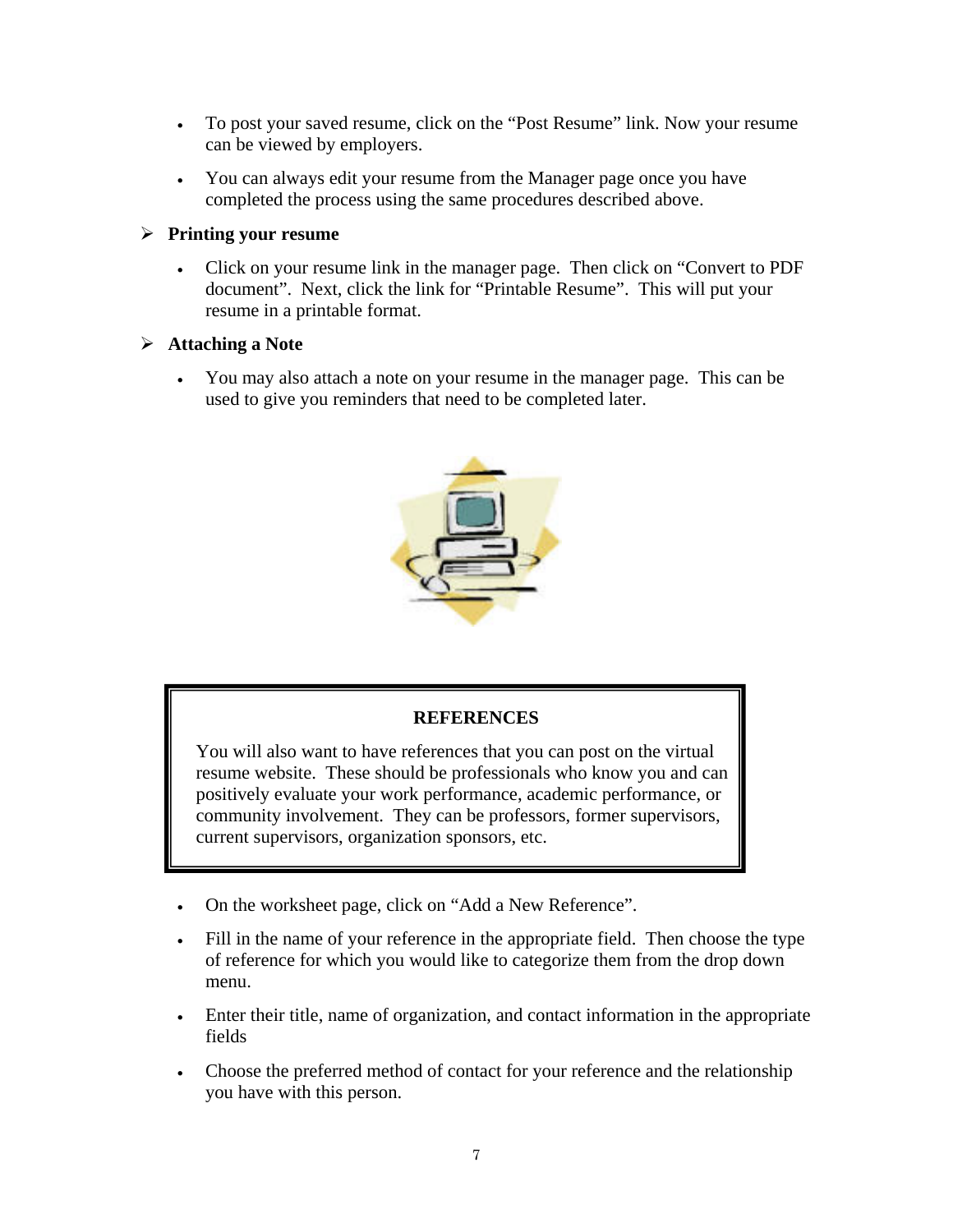- To post your saved resume, click on the "Post Resume" link. Now your resume can be viewed by employers.
- You can always edit your resume from the Manager page once you have completed the process using the same procedures described above.

➢ **Printing your resume**

- Click on your resume link in the manager page. Then click on "Convert to PDF document". Next, click the link for "Printable Resume". This will put your resume in a printable format.

➢ **Attaching a Note**

- You may also attach a note on your resume in the manager page. This can be used to give you reminders that need to be completed later.

**REFERENCES**

You will also want to have references that you can post on the virtual resume website. These should be professionals who know you and can positively evaluate your work performance, academic performance, or community involvement. They can be professors, former supervisors, current supervisors, organization sponsors, etc.

- On the worksheet page, click on "Add a New Reference".
- Fill in the name of your reference in the appropriate field. Then choose the type of reference for which you would like to categorize them from the drop down menu.
- Enter their title, name of organization, and contact information in the appropriate fields
- Choose the preferred method of contact for your reference and the relationship you have with this person.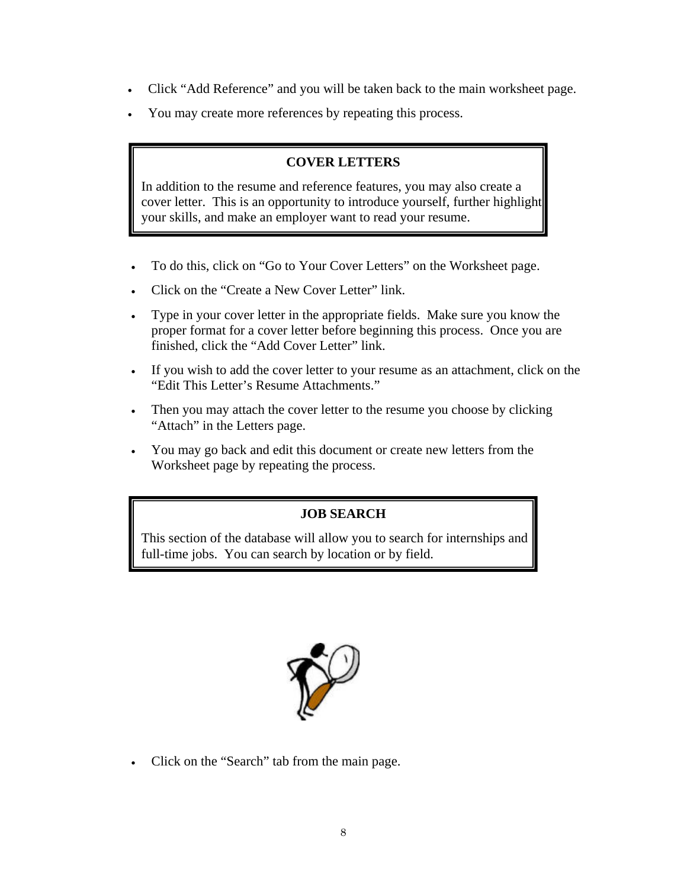- Click "Add Reference" and you will be taken back to the main worksheet page.
- You may create more references by repeating this process.

## COVER LETTERS

In addition to the resume and reference features, you may also create a cover letter. This is an opportunity to introduce yourself, further highlight your skills, and make an employer want to read your resume.

- To do this, click on "Go to Your Cover Letters" on the Worksheet page.
- Click on the "Create a New Cover Letter" link.
- Type in your cover letter in the appropriate fields. Make sure you know the proper format for a cover letter before beginning this process. Once you are finished, click the "Add Cover Letter" link.
- If you wish to add the cover letter to your resume as an attachment, click on the "Edit This Letter's Resume Attachments."
- Then you may attach the cover letter to the resume you choose by clicking "Attach" in the Letters page.
- You may go back and edit this document or create new letters from the Worksheet page by repeating the process.

## JOB SEARCH

This section of the database will allow you to search for internships and full-time jobs. You can search by location or by field.

- Click on the "Search" tab from the main page.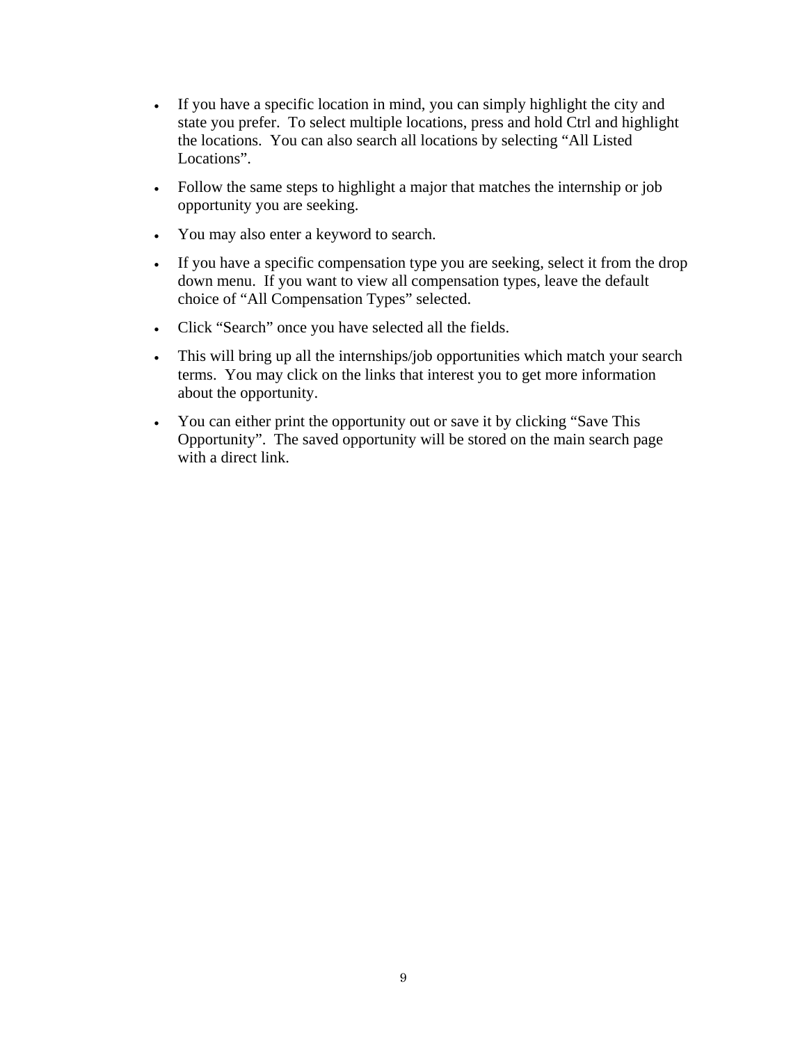- If you have a specific location in mind, you can simply highlight the city and state you prefer.  To select multiple locations, press and hold Ctrl and highlight the locations.  You can also search all locations by selecting “All Listed Locations”.
- Follow the same steps to highlight a major that matches the internship or job opportunity you are seeking.
- You may also enter a keyword to search.
- If you have a specific compensation type you are seeking, select it from the drop down menu.  If you want to view all compensation types, leave the default choice of “All Compensation Types” selected.
- Click “Search” once you have selected all the fields.
- This will bring up all the internships/job opportunities which match your search terms.  You may click on the links that interest you to get more information about the opportunity.
- You can either print the opportunity out or save it by clicking “Save This Opportunity”.  The saved opportunity will be stored on the main search page with a direct link.